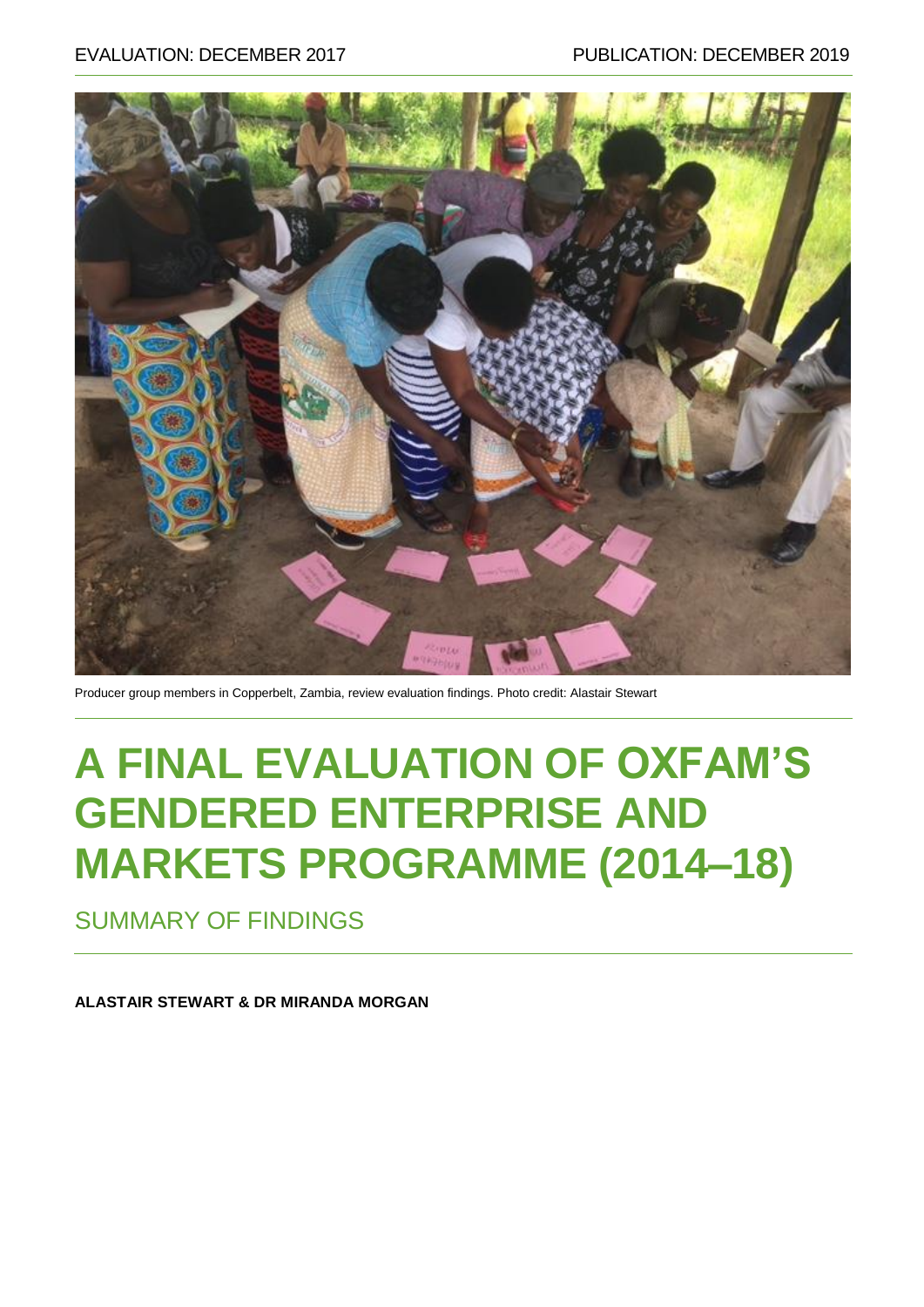EVALUATION: DECEMBER 2017 PUBLICATION: DECEMBER 2019

Producer group members in Copperbelt, Zambia, review evaluation findings. Photo credit: Alastair Stewart

# A FINAL EVALUATION OF OXFAM'S GENDERED ENTERPRISE AND MARKETS PROGRAMME (2014–18)

## SUMMARY OF FINDINGS

**ALASTAIR STEWART & DR MIRANDA MORGAN**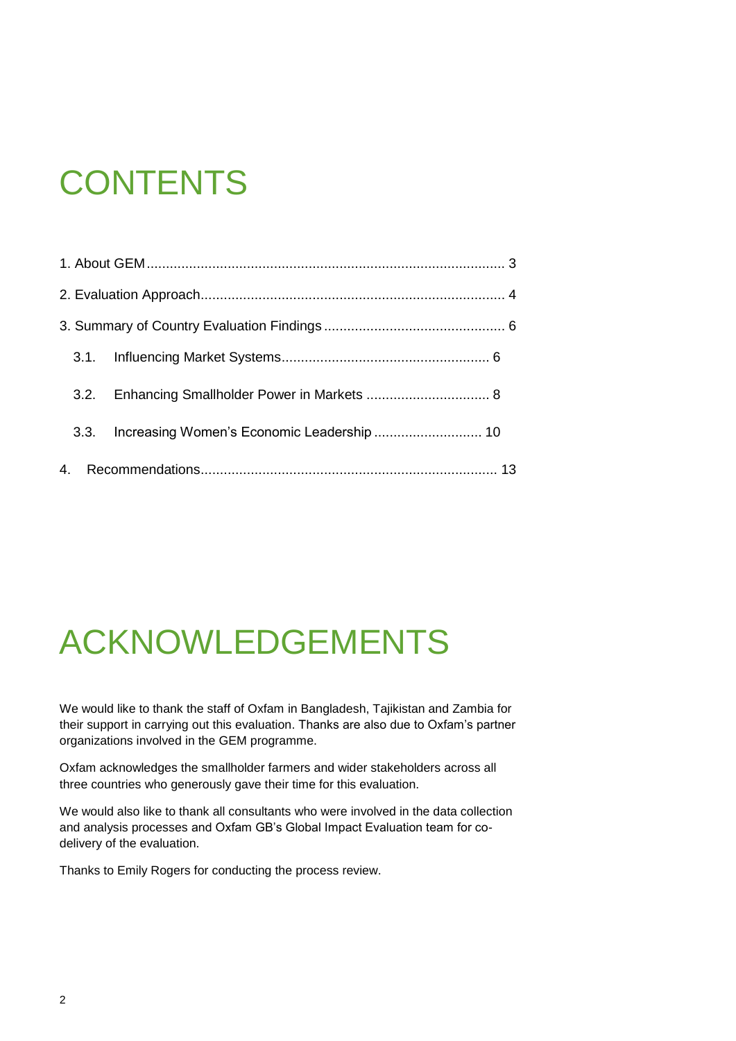# CONTENTS

1. About GEM ........................................................................................... 3

2. Evaluation Approach............................................................................. 4

3. Summary of Country Evaluation Findings ............................................. 6

   3.1. Influencing Market Systems..................................................... 6

   3.2. Enhancing Smallholder Power in Markets ................................ 8

   3.3. Increasing Women's Economic Leadership ............................ 10

4. Recommendations............................................................................ 13

# ACKNOWLEDGEMENTS

We would like to thank the staff of Oxfam in Bangladesh, Tajikistan and Zambia for their support in carrying out this evaluation. Thanks are also due to Oxfam's partner organizations involved in the GEM programme.

Oxfam acknowledges the smallholder farmers and wider stakeholders across all three countries who generously gave their time for this evaluation.

We would also like to thank all consultants who were involved in the data collection and analysis processes and Oxfam GB's Global Impact Evaluation team for co-delivery of the evaluation.

Thanks to Emily Rogers for conducting the process review.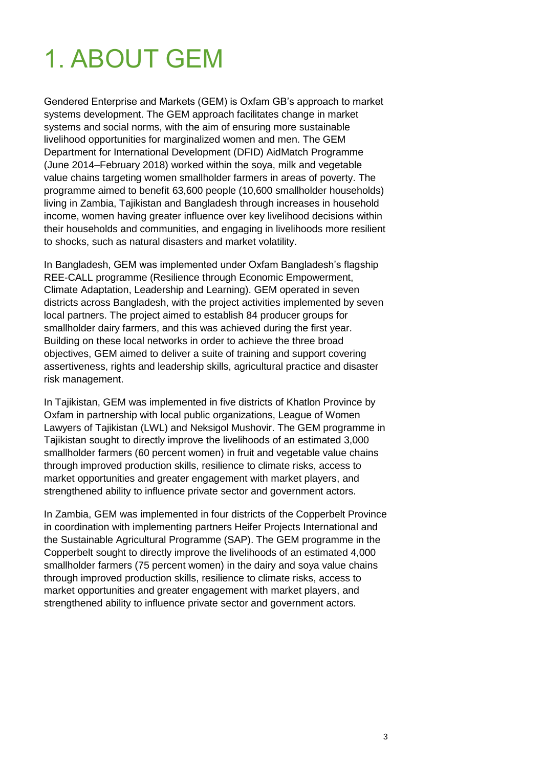# 1. ABOUT GEM

Gendered Enterprise and Markets (GEM) is Oxfam GB's approach to market systems development. The GEM approach facilitates change in market systems and social norms, with the aim of ensuring more sustainable livelihood opportunities for marginalized women and men. The GEM Department for International Development (DFID) AidMatch Programme (June 2014–February 2018) worked within the soya, milk and vegetable value chains targeting women smallholder farmers in areas of poverty. The programme aimed to benefit 63,600 people (10,600 smallholder households) living in Zambia, Tajikistan and Bangladesh through increases in household income, women having greater influence over key livelihood decisions within their households and communities, and engaging in livelihoods more resilient to shocks, such as natural disasters and market volatility.

In Bangladesh, GEM was implemented under Oxfam Bangladesh's flagship REE-CALL programme (Resilience through Economic Empowerment, Climate Adaptation, Leadership and Learning). GEM operated in seven districts across Bangladesh, with the project activities implemented by seven local partners. The project aimed to establish 84 producer groups for smallholder dairy farmers, and this was achieved during the first year. Building on these local networks in order to achieve the three broad objectives, GEM aimed to deliver a suite of training and support covering assertiveness, rights and leadership skills, agricultural practice and disaster risk management.

In Tajikistan, GEM was implemented in five districts of Khatlon Province by Oxfam in partnership with local public organizations, League of Women Lawyers of Tajikistan (LWL) and Neksigol Mushovir. The GEM programme in Tajikistan sought to directly improve the livelihoods of an estimated 3,000 smallholder farmers (60 percent women) in fruit and vegetable value chains through improved production skills, resilience to climate risks, access to market opportunities and greater engagement with market players, and strengthened ability to influence private sector and government actors.

In Zambia, GEM was implemented in four districts of the Copperbelt Province in coordination with implementing partners Heifer Projects International and the Sustainable Agricultural Programme (SAP). The GEM programme in the Copperbelt sought to directly improve the livelihoods of an estimated 4,000 smallholder farmers (75 percent women) in the dairy and soya value chains through improved production skills, resilience to climate risks, access to market opportunities and greater engagement with market players, and strengthened ability to influence private sector and government actors.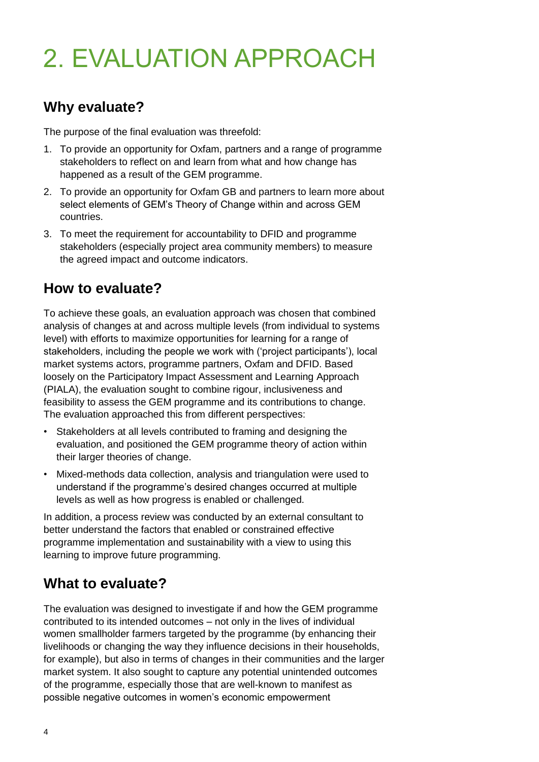# 2. EVALUATION APPROACH

## Why evaluate?

The purpose of the final evaluation was threefold:

1. To provide an opportunity for Oxfam, partners and a range of programme stakeholders to reflect on and learn from what and how change has happened as a result of the GEM programme.
2. To provide an opportunity for Oxfam GB and partners to learn more about select elements of GEM's Theory of Change within and across GEM countries.
3. To meet the requirement for accountability to DFID and programme stakeholders (especially project area community members) to measure the agreed impact and outcome indicators.

## How to evaluate?

To achieve these goals, an evaluation approach was chosen that combined analysis of changes at and across multiple levels (from individual to systems level) with efforts to maximize opportunities for learning for a range of stakeholders, including the people we work with ('project participants'), local market systems actors, programme partners, Oxfam and DFID. Based loosely on the Participatory Impact Assessment and Learning Approach (PIALA), the evaluation sought to combine rigour, inclusiveness and feasibility to assess the GEM programme and its contributions to change. The evaluation approached this from different perspectives:

- Stakeholders at all levels contributed to framing and designing the evaluation, and positioned the GEM programme theory of action within their larger theories of change.
- Mixed-methods data collection, analysis and triangulation were used to understand if the programme's desired changes occurred at multiple levels as well as how progress is enabled or challenged.

In addition, a process review was conducted by an external consultant to better understand the factors that enabled or constrained effective programme implementation and sustainability with a view to using this learning to improve future programming.

## What to evaluate?

The evaluation was designed to investigate if and how the GEM programme contributed to its intended outcomes – not only in the lives of individual women smallholder farmers targeted by the programme (by enhancing their livelihoods or changing the way they influence decisions in their households, for example), but also in terms of changes in their communities and the larger market system. It also sought to capture any potential unintended outcomes of the programme, especially those that are well-known to manifest as possible negative outcomes in women's economic empowerment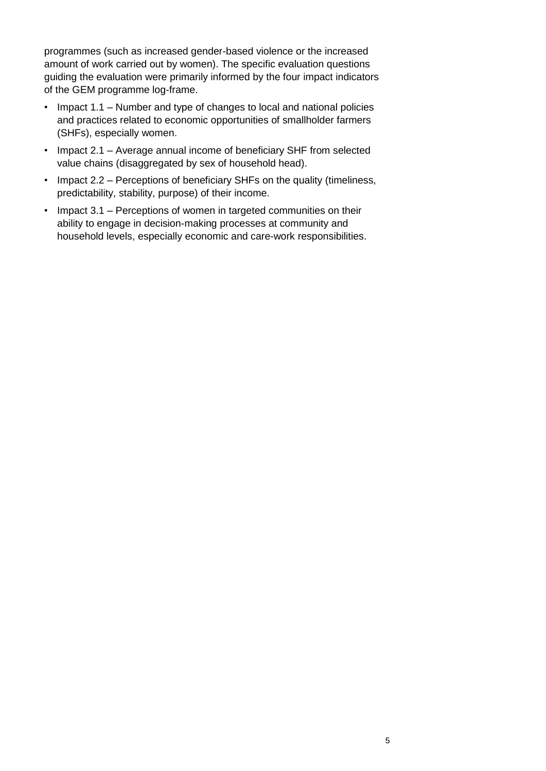programmes (such as increased gender-based violence or the increased amount of work carried out by women). The specific evaluation questions guiding the evaluation were primarily informed by the four impact indicators of the GEM programme log-frame.

- Impact 1.1 – Number and type of changes to local and national policies and practices related to economic opportunities of smallholder farmers (SHFs), especially women.
- Impact 2.1 – Average annual income of beneficiary SHF from selected value chains (disaggregated by sex of household head).
- Impact 2.2 – Perceptions of beneficiary SHFs on the quality (timeliness, predictability, stability, purpose) of their income.
- Impact 3.1 – Perceptions of women in targeted communities on their ability to engage in decision-making processes at community and household levels, especially economic and care-work responsibilities.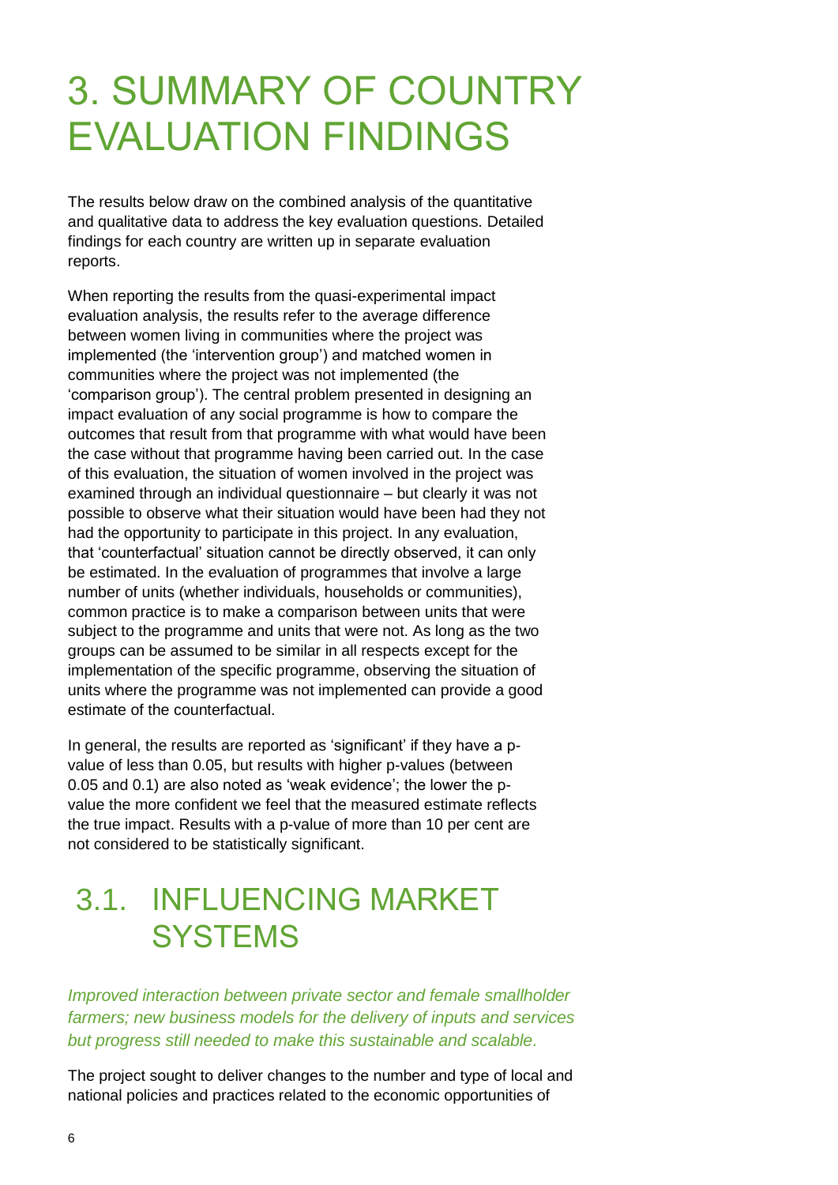# 3. SUMMARY OF COUNTRY EVALUATION FINDINGS

The results below draw on the combined analysis of the quantitative and qualitative data to address the key evaluation questions. Detailed findings for each country are written up in separate evaluation reports.

When reporting the results from the quasi-experimental impact evaluation analysis, the results refer to the average difference between women living in communities where the project was implemented (the 'intervention group') and matched women in communities where the project was not implemented (the 'comparison group'). The central problem presented in designing an impact evaluation of any social programme is how to compare the outcomes that result from that programme with what would have been the case without that programme having been carried out. In the case of this evaluation, the situation of women involved in the project was examined through an individual questionnaire – but clearly it was not possible to observe what their situation would have been had they not had the opportunity to participate in this project. In any evaluation, that 'counterfactual' situation cannot be directly observed, it can only be estimated. In the evaluation of programmes that involve a large number of units (whether individuals, households or communities), common practice is to make a comparison between units that were subject to the programme and units that were not. As long as the two groups can be assumed to be similar in all respects except for the implementation of the specific programme, observing the situation of units where the programme was not implemented can provide a good estimate of the counterfactual.

In general, the results are reported as 'significant' if they have a p-value of less than 0.05, but results with higher p-values (between 0.05 and 0.1) are also noted as 'weak evidence'; the lower the p-value the more confident we feel that the measured estimate reflects the true impact. Results with a p-value of more than 10 per cent are not considered to be statistically significant.

## 3.1. INFLUENCING MARKET SYSTEMS

*Improved interaction between private sector and female smallholder farmers; new business models for the delivery of inputs and services but progress still needed to make this sustainable and scalable.*

The project sought to deliver changes to the number and type of local and national policies and practices related to the economic opportunities of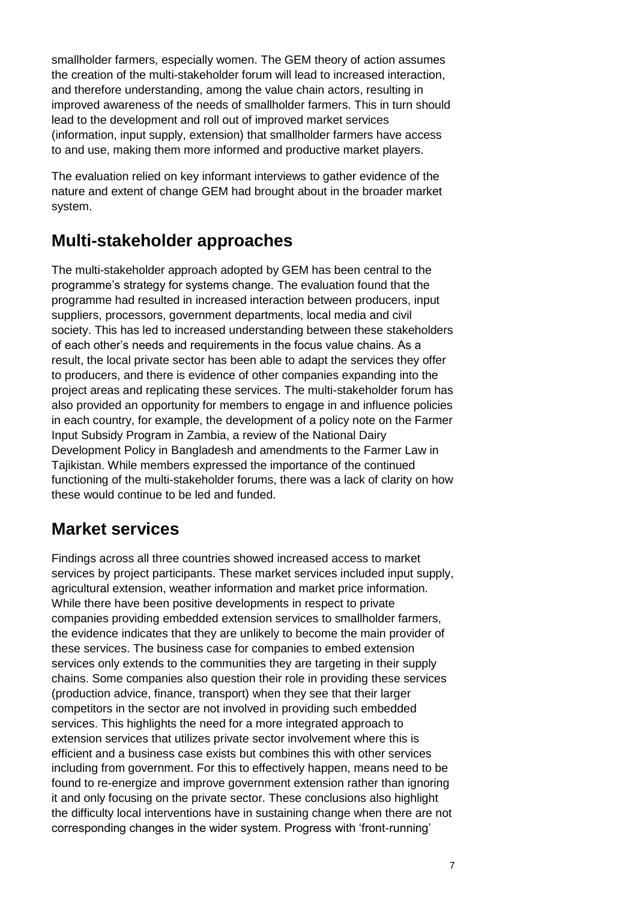smallholder farmers, especially women. The GEM theory of action assumes the creation of the multi-stakeholder forum will lead to increased interaction, and therefore understanding, among the value chain actors, resulting in improved awareness of the needs of smallholder farmers. This in turn should lead to the development and roll out of improved market services (information, input supply, extension) that smallholder farmers have access to and use, making them more informed and productive market players.

The evaluation relied on key informant interviews to gather evidence of the nature and extent of change GEM had brought about in the broader market system.

## Multi-stakeholder approaches

The multi-stakeholder approach adopted by GEM has been central to the programme's strategy for systems change. The evaluation found that the programme had resulted in increased interaction between producers, input suppliers, processors, government departments, local media and civil society. This has led to increased understanding between these stakeholders of each other's needs and requirements in the focus value chains. As a result, the local private sector has been able to adapt the services they offer to producers, and there is evidence of other companies expanding into the project areas and replicating these services. The multi-stakeholder forum has also provided an opportunity for members to engage in and influence policies in each country, for example, the development of a policy note on the Farmer Input Subsidy Program in Zambia, a review of the National Dairy Development Policy in Bangladesh and amendments to the Farmer Law in Tajikistan. While members expressed the importance of the continued functioning of the multi-stakeholder forums, there was a lack of clarity on how these would continue to be led and funded.

## Market services

Findings across all three countries showed increased access to market services by project participants. These market services included input supply, agricultural extension, weather information and market price information. While there have been positive developments in respect to private companies providing embedded extension services to smallholder farmers, the evidence indicates that they are unlikely to become the main provider of these services. The business case for companies to embed extension services only extends to the communities they are targeting in their supply chains. Some companies also question their role in providing these services (production advice, finance, transport) when they see that their larger competitors in the sector are not involved in providing such embedded services. This highlights the need for a more integrated approach to extension services that utilizes private sector involvement where this is efficient and a business case exists but combines this with other services including from government. For this to effectively happen, means need to be found to re-energize and improve government extension rather than ignoring it and only focusing on the private sector. These conclusions also highlight the difficulty local interventions have in sustaining change when there are not corresponding changes in the wider system. Progress with 'front-running'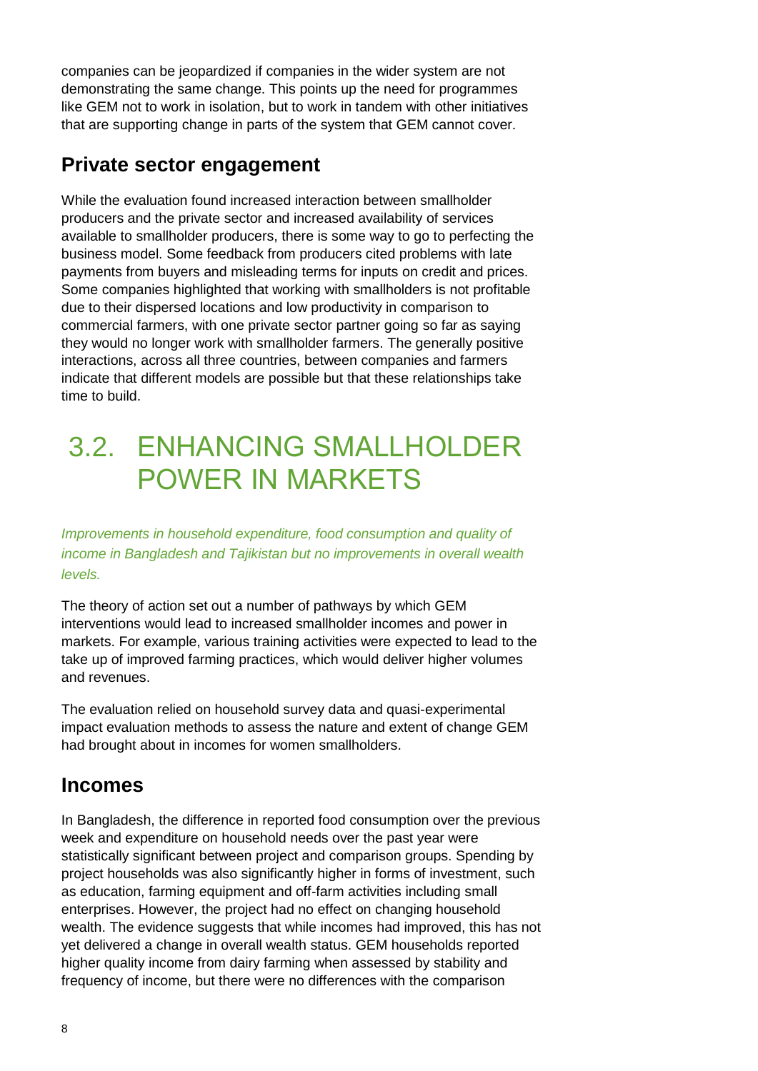companies can be jeopardized if companies in the wider system are not demonstrating the same change. This points up the need for programmes like GEM not to work in isolation, but to work in tandem with other initiatives that are supporting change in parts of the system that GEM cannot cover.

## Private sector engagement

While the evaluation found increased interaction between smallholder producers and the private sector and increased availability of services available to smallholder producers, there is some way to go to perfecting the business model. Some feedback from producers cited problems with late payments from buyers and misleading terms for inputs on credit and prices. Some companies highlighted that working with smallholders is not profitable due to their dispersed locations and low productivity in comparison to commercial farmers, with one private sector partner going so far as saying they would no longer work with smallholder farmers. The generally positive interactions, across all three countries, between companies and farmers indicate that different models are possible but that these relationships take time to build.

# 3.2. ENHANCING SMALLHOLDER POWER IN MARKETS

*Improvements in household expenditure, food consumption and quality of income in Bangladesh and Tajikistan but no improvements in overall wealth levels.*

The theory of action set out a number of pathways by which GEM interventions would lead to increased smallholder incomes and power in markets. For example, various training activities were expected to lead to the take up of improved farming practices, which would deliver higher volumes and revenues.

The evaluation relied on household survey data and quasi-experimental impact evaluation methods to assess the nature and extent of change GEM had brought about in incomes for women smallholders.

## Incomes

In Bangladesh, the difference in reported food consumption over the previous week and expenditure on household needs over the past year were statistically significant between project and comparison groups. Spending by project households was also significantly higher in forms of investment, such as education, farming equipment and off-farm activities including small enterprises. However, the project had no effect on changing household wealth. The evidence suggests that while incomes had improved, this has not yet delivered a change in overall wealth status. GEM households reported higher quality income from dairy farming when assessed by stability and frequency of income, but there were no differences with the comparison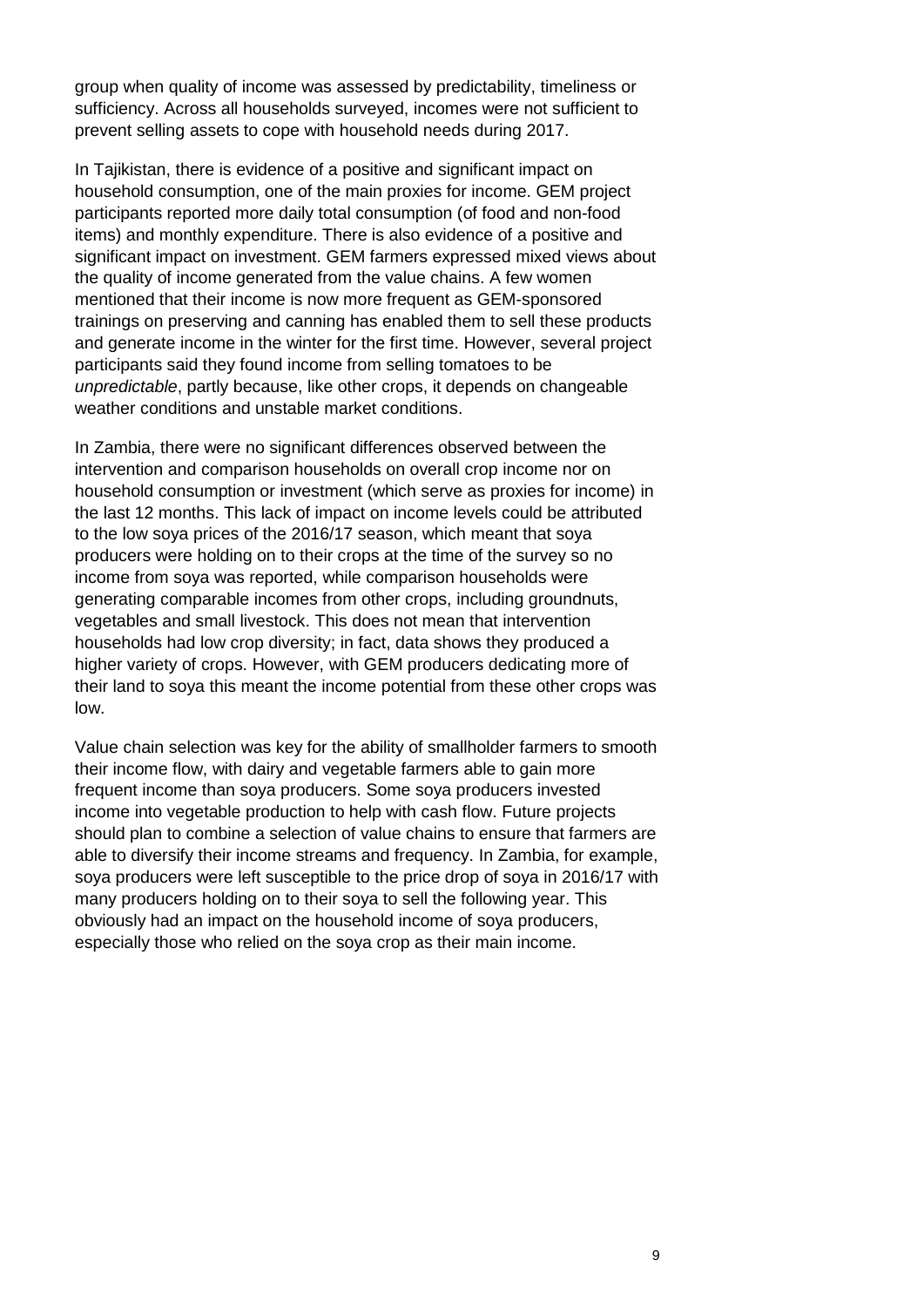group when quality of income was assessed by predictability, timeliness or sufficiency. Across all households surveyed, incomes were not sufficient to prevent selling assets to cope with household needs during 2017.

In Tajikistan, there is evidence of a positive and significant impact on household consumption, one of the main proxies for income. GEM project participants reported more daily total consumption (of food and non-food items) and monthly expenditure. There is also evidence of a positive and significant impact on investment. GEM farmers expressed mixed views about the quality of income generated from the value chains. A few women mentioned that their income is now more frequent as GEM-sponsored trainings on preserving and canning has enabled them to sell these products and generate income in the winter for the first time. However, several project participants said they found income from selling tomatoes to be *unpredictable*, partly because, like other crops, it depends on changeable weather conditions and unstable market conditions.

In Zambia, there were no significant differences observed between the intervention and comparison households on overall crop income nor on household consumption or investment (which serve as proxies for income) in the last 12 months. This lack of impact on income levels could be attributed to the low soya prices of the 2016/17 season, which meant that soya producers were holding on to their crops at the time of the survey so no income from soya was reported, while comparison households were generating comparable incomes from other crops, including groundnuts, vegetables and small livestock. This does not mean that intervention households had low crop diversity; in fact, data shows they produced a higher variety of crops. However, with GEM producers dedicating more of their land to soya this meant the income potential from these other crops was low.

Value chain selection was key for the ability of smallholder farmers to smooth their income flow, with dairy and vegetable farmers able to gain more frequent income than soya producers. Some soya producers invested income into vegetable production to help with cash flow. Future projects should plan to combine a selection of value chains to ensure that farmers are able to diversify their income streams and frequency. In Zambia, for example, soya producers were left susceptible to the price drop of soya in 2016/17 with many producers holding on to their soya to sell the following year. This obviously had an impact on the household income of soya producers, especially those who relied on the soya crop as their main income.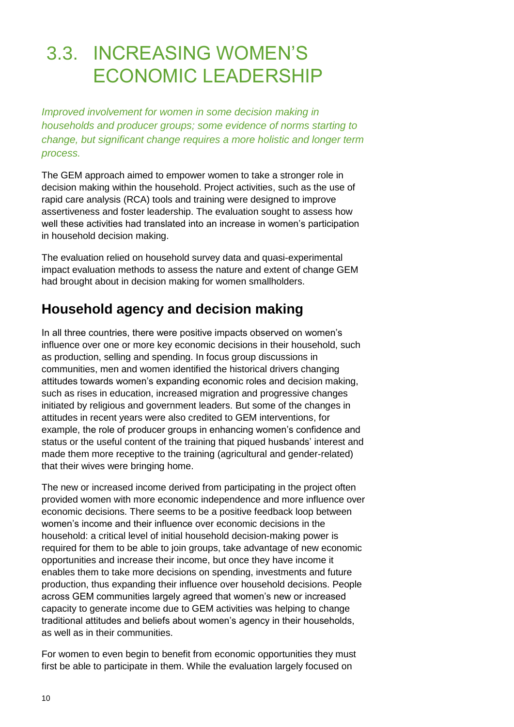# 3.3. INCREASING WOMEN'S ECONOMIC LEADERSHIP

*Improved involvement for women in some decision making in households and producer groups; some evidence of norms starting to change, but significant change requires a more holistic and longer term process.*

The GEM approach aimed to empower women to take a stronger role in decision making within the household. Project activities, such as the use of rapid care analysis (RCA) tools and training were designed to improve assertiveness and foster leadership. The evaluation sought to assess how well these activities had translated into an increase in women's participation in household decision making.

The evaluation relied on household survey data and quasi-experimental impact evaluation methods to assess the nature and extent of change GEM had brought about in decision making for women smallholders.

## Household agency and decision making

In all three countries, there were positive impacts observed on women's influence over one or more key economic decisions in their household, such as production, selling and spending. In focus group discussions in communities, men and women identified the historical drivers changing attitudes towards women's expanding economic roles and decision making, such as rises in education, increased migration and progressive changes initiated by religious and government leaders. But some of the changes in attitudes in recent years were also credited to GEM interventions, for example, the role of producer groups in enhancing women's confidence and status or the useful content of the training that piqued husbands' interest and made them more receptive to the training (agricultural and gender-related) that their wives were bringing home.

The new or increased income derived from participating in the project often provided women with more economic independence and more influence over economic decisions. There seems to be a positive feedback loop between women's income and their influence over economic decisions in the household: a critical level of initial household decision-making power is required for them to be able to join groups, take advantage of new economic opportunities and increase their income, but once they have income it enables them to take more decisions on spending, investments and future production, thus expanding their influence over household decisions. People across GEM communities largely agreed that women's new or increased capacity to generate income due to GEM activities was helping to change traditional attitudes and beliefs about women's agency in their households, as well as in their communities.

For women to even begin to benefit from economic opportunities they must first be able to participate in them. While the evaluation largely focused on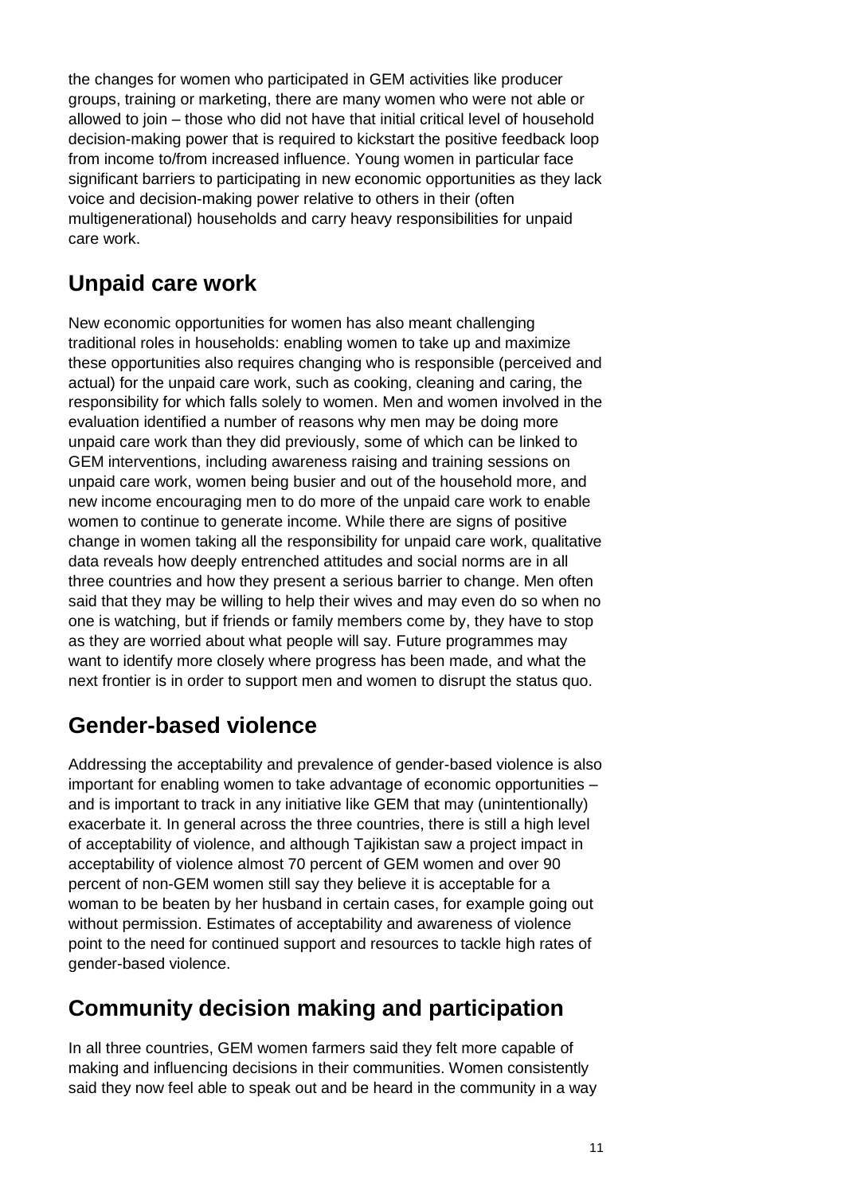the changes for women who participated in GEM activities like producer groups, training or marketing, there are many women who were not able or allowed to join – those who did not have that initial critical level of household decision-making power that is required to kickstart the positive feedback loop from income to/from increased influence. Young women in particular face significant barriers to participating in new economic opportunities as they lack voice and decision-making power relative to others in their (often multigenerational) households and carry heavy responsibilities for unpaid care work.

## Unpaid care work

New economic opportunities for women has also meant challenging traditional roles in households: enabling women to take up and maximize these opportunities also requires changing who is responsible (perceived and actual) for the unpaid care work, such as cooking, cleaning and caring, the responsibility for which falls solely to women. Men and women involved in the evaluation identified a number of reasons why men may be doing more unpaid care work than they did previously, some of which can be linked to GEM interventions, including awareness raising and training sessions on unpaid care work, women being busier and out of the household more, and new income encouraging men to do more of the unpaid care work to enable women to continue to generate income. While there are signs of positive change in women taking all the responsibility for unpaid care work, qualitative data reveals how deeply entrenched attitudes and social norms are in all three countries and how they present a serious barrier to change. Men often said that they may be willing to help their wives and may even do so when no one is watching, but if friends or family members come by, they have to stop as they are worried about what people will say. Future programmes may want to identify more closely where progress has been made, and what the next frontier is in order to support men and women to disrupt the status quo.

## Gender-based violence

Addressing the acceptability and prevalence of gender-based violence is also important for enabling women to take advantage of economic opportunities – and is important to track in any initiative like GEM that may (unintentionally) exacerbate it. In general across the three countries, there is still a high level of acceptability of violence, and although Tajikistan saw a project impact in acceptability of violence almost 70 percent of GEM women and over 90 percent of non-GEM women still say they believe it is acceptable for a woman to be beaten by her husband in certain cases, for example going out without permission. Estimates of acceptability and awareness of violence point to the need for continued support and resources to tackle high rates of gender-based violence.

## Community decision making and participation

In all three countries, GEM women farmers said they felt more capable of making and influencing decisions in their communities. Women consistently said they now feel able to speak out and be heard in the community in a way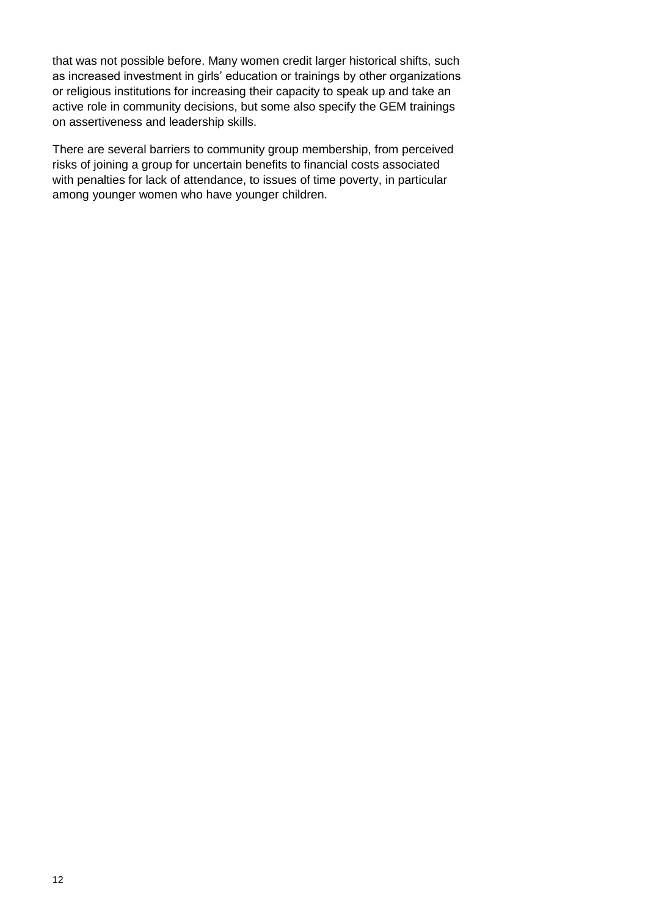that was not possible before. Many women credit larger historical shifts, such as increased investment in girls' education or trainings by other organizations or religious institutions for increasing their capacity to speak up and take an active role in community decisions, but some also specify the GEM trainings on assertiveness and leadership skills.

There are several barriers to community group membership, from perceived risks of joining a group for uncertain benefits to financial costs associated with penalties for lack of attendance, to issues of time poverty, in particular among younger women who have younger children.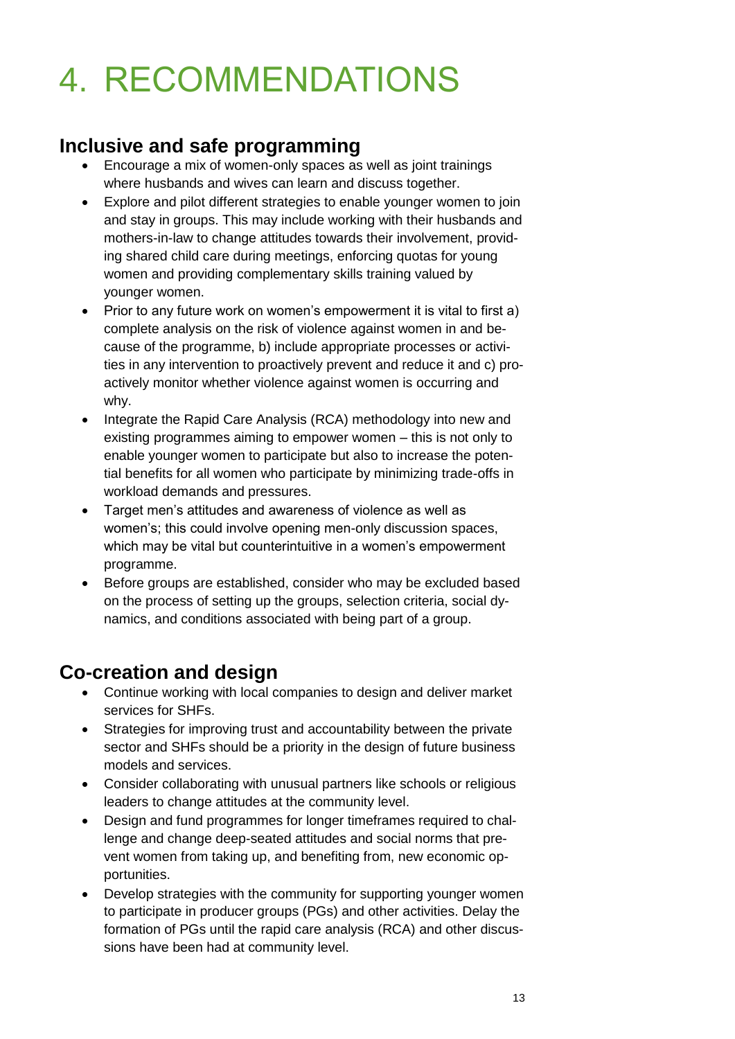# 4. RECOMMENDATIONS

## Inclusive and safe programming

- Encourage a mix of women-only spaces as well as joint trainings where husbands and wives can learn and discuss together.
- Explore and pilot different strategies to enable younger women to join and stay in groups. This may include working with their husbands and mothers-in-law to change attitudes towards their involvement, providing shared child care during meetings, enforcing quotas for young women and providing complementary skills training valued by younger women.
- Prior to any future work on women's empowerment it is vital to first a) complete analysis on the risk of violence against women in and because of the programme, b) include appropriate processes or activities in any intervention to proactively prevent and reduce it and c) proactively monitor whether violence against women is occurring and why.
- Integrate the Rapid Care Analysis (RCA) methodology into new and existing programmes aiming to empower women – this is not only to enable younger women to participate but also to increase the potential benefits for all women who participate by minimizing trade-offs in workload demands and pressures.
- Target men's attitudes and awareness of violence as well as women's; this could involve opening men-only discussion spaces, which may be vital but counterintuitive in a women's empowerment programme.
- Before groups are established, consider who may be excluded based on the process of setting up the groups, selection criteria, social dynamics, and conditions associated with being part of a group.

## Co-creation and design

- Continue working with local companies to design and deliver market services for SHFs.
- Strategies for improving trust and accountability between the private sector and SHFs should be a priority in the design of future business models and services.
- Consider collaborating with unusual partners like schools or religious leaders to change attitudes at the community level.
- Design and fund programmes for longer timeframes required to challenge and change deep-seated attitudes and social norms that prevent women from taking up, and benefiting from, new economic opportunities.
- Develop strategies with the community for supporting younger women to participate in producer groups (PGs) and other activities. Delay the formation of PGs until the rapid care analysis (RCA) and other discussions have been had at community level.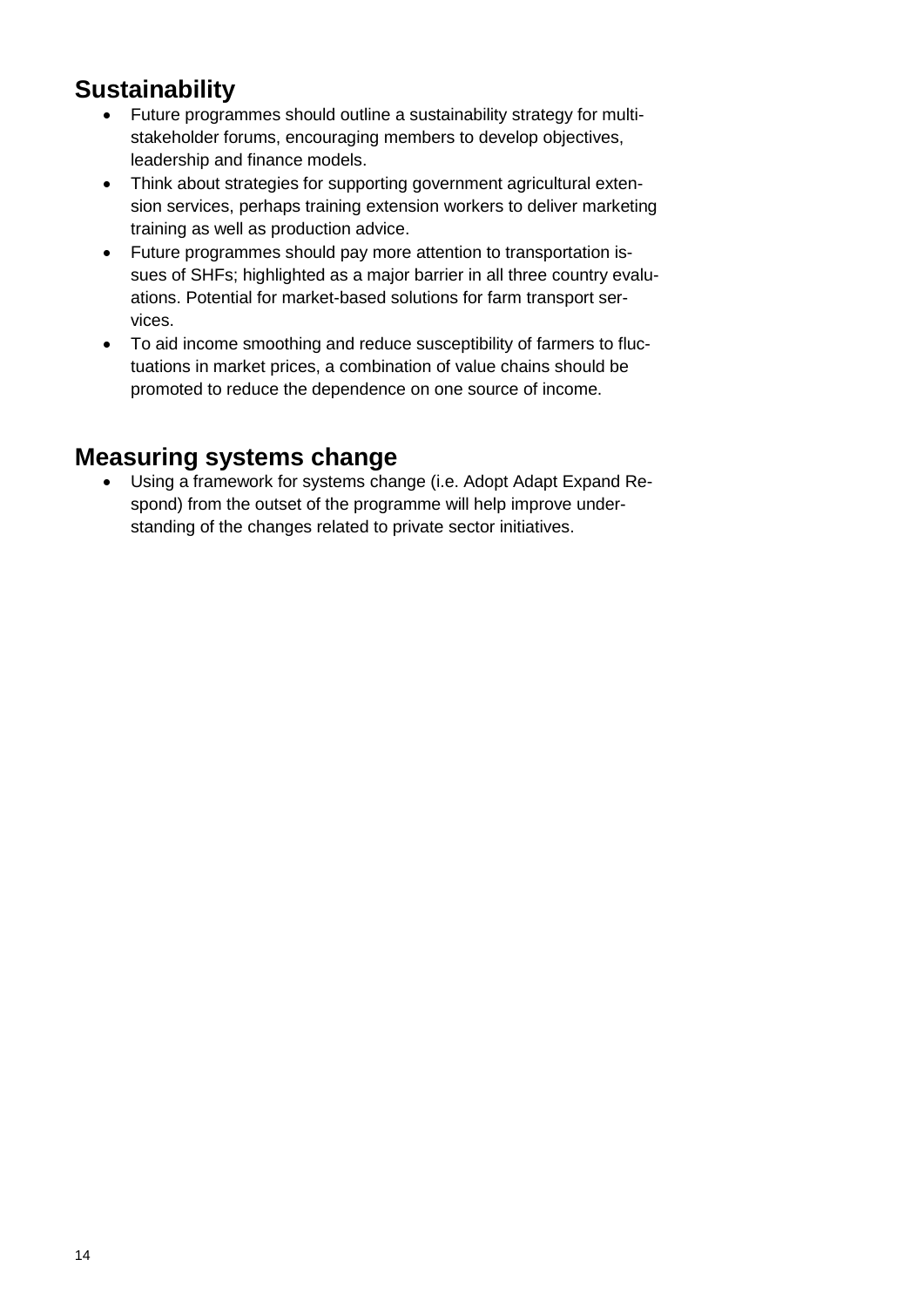## Sustainability

- Future programmes should outline a sustainability strategy for multi-stakeholder forums, encouraging members to develop objectives, leadership and finance models.
- Think about strategies for supporting government agricultural extension services, perhaps training extension workers to deliver marketing training as well as production advice.
- Future programmes should pay more attention to transportation issues of SHFs; highlighted as a major barrier in all three country evaluations. Potential for market-based solutions for farm transport services.
- To aid income smoothing and reduce susceptibility of farmers to fluctuations in market prices, a combination of value chains should be promoted to reduce the dependence on one source of income.

## Measuring systems change

- Using a framework for systems change (i.e. Adopt Adapt Expand Respond) from the outset of the programme will help improve understanding of the changes related to private sector initiatives.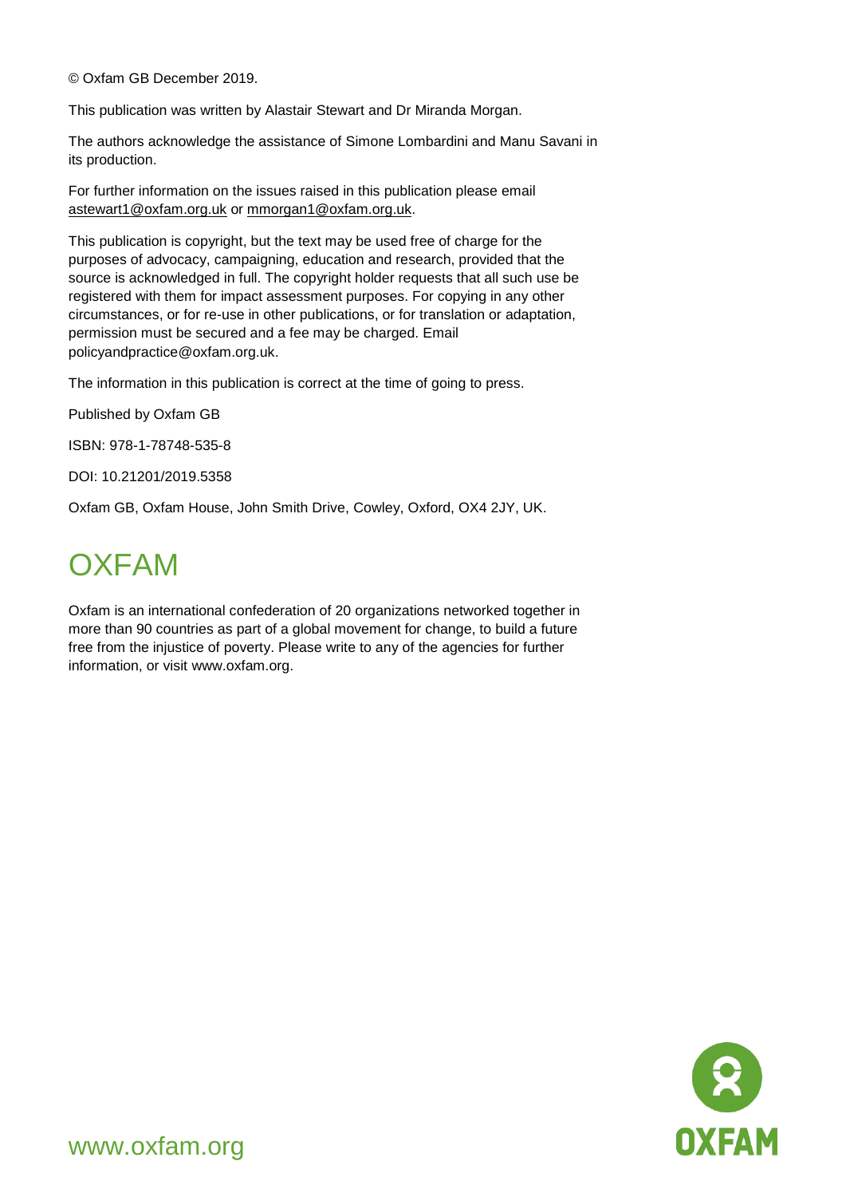© Oxfam GB December 2019.

This publication was written by Alastair Stewart and Dr Miranda Morgan.

The authors acknowledge the assistance of Simone Lombardini and Manu Savani in its production.

For further information on the issues raised in this publication please email astewart1@oxfam.org.uk or mmorgan1@oxfam.org.uk.

This publication is copyright, but the text may be used free of charge for the purposes of advocacy, campaigning, education and research, provided that the source is acknowledged in full. The copyright holder requests that all such use be registered with them for impact assessment purposes. For copying in any other circumstances, or for re-use in other publications, or for translation or adaptation, permission must be secured and a fee may be charged. Email policyandpractice@oxfam.org.uk.

The information in this publication is correct at the time of going to press.

Published by Oxfam GB

ISBN: 978-1-78748-535-8

DOI: 10.21201/2019.5358

Oxfam GB, Oxfam House, John Smith Drive, Cowley, Oxford, OX4 2JY, UK.

# OXFAM

Oxfam is an international confederation of 20 organizations networked together in more than 90 countries as part of a global movement for change, to build a future free from the injustice of poverty. Please write to any of the agencies for further information, or visit www.oxfam.org.

www.oxfam.org

OXFAM